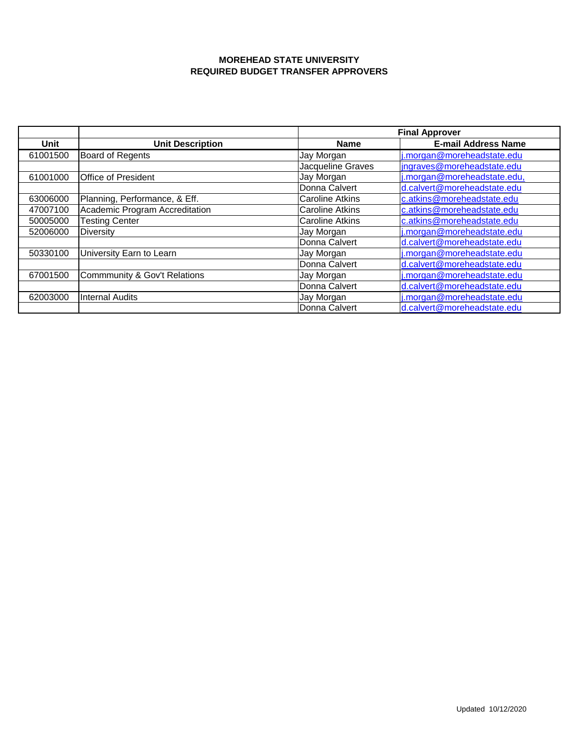**MOREHEAD STATE UNIVERSITY**
**REQUIRED BUDGET TRANSFER APPROVERS**

| | | Final Approver | |
|---|---|---|---|
| **Unit** | **Unit Description** | **Name** | **E-mail Address Name** |
| 61001500 | Board of Regents | Jay Morgan | j.morgan@moreheadstate.edu |
| | | Jacqueline Graves | jngraves@moreheadstate.edu |
| 61001000 | Office of President | Jay Morgan | j.morgan@moreheadstate.edu, |
| | | Donna Calvert | d.calvert@moreheadstate.edu |
| 63006000 | Planning, Performance, & Eff. | Caroline Atkins | c.atkins@moreheadstate.edu |
| 47007100 | Academic Program Accreditation | Caroline Atkins | c.atkins@moreheadstate.edu |
| 50005000 | Testing Center | Caroline Atkins | c.atkins@moreheadstate.edu |
| 52006000 | Diversity | Jay Morgan | j.morgan@moreheadstate.edu |
| | | Donna Calvert | d.calvert@moreheadstate.edu |
| 50330100 | University Earn to Learn | Jay Morgan | j.morgan@moreheadstate.edu |
| | | Donna Calvert | d.calvert@moreheadstate.edu |
| 67001500 | Commmunity & Gov't Relations | Jay Morgan | j.morgan@moreheadstate.edu |
| | | Donna Calvert | d.calvert@moreheadstate.edu |
| 62003000 | Internal Audits | Jay Morgan | j.morgan@moreheadstate.edu |
| | | Donna Calvert | d.calvert@moreheadstate.edu |

Updated 10/12/2020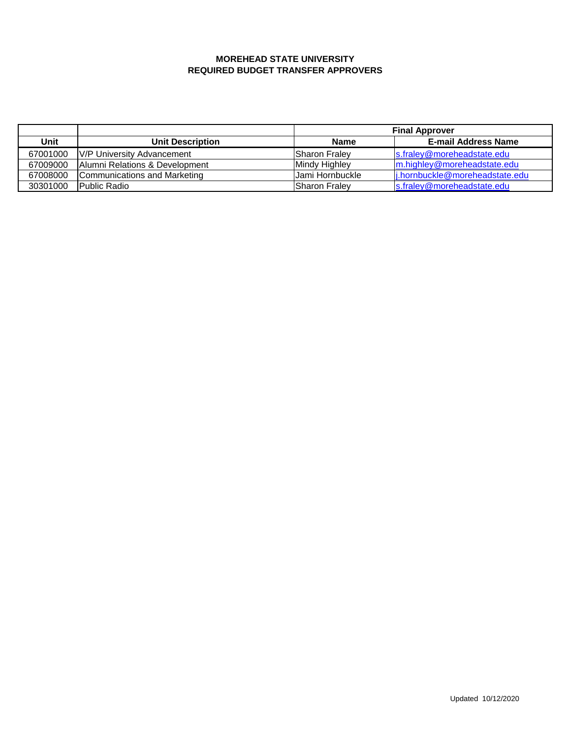# MOREHEAD STATE UNIVERSITY
## REQUIRED BUDGET TRANSFER APPROVERS

| | | Final Approver | |
|---|---|---|---|
| **Unit** | **Unit Description** | **Name** | **E-mail Address Name** |
| 67001000 | V/P University Advancement | Sharon Fraley | s.fraley@moreheadstate.edu |
| 67009000 | Alumni Relations & Development | Mindy Highley | m.highley@moreheadstate.edu |
| 67008000 | Communications and Marketing | Jami Hornbuckle | j.hornbuckle@moreheadstate.edu |
| 30301000 | Public Radio | Sharon Fraley | s.fraley@moreheadstate.edu |

Updated 10/12/2020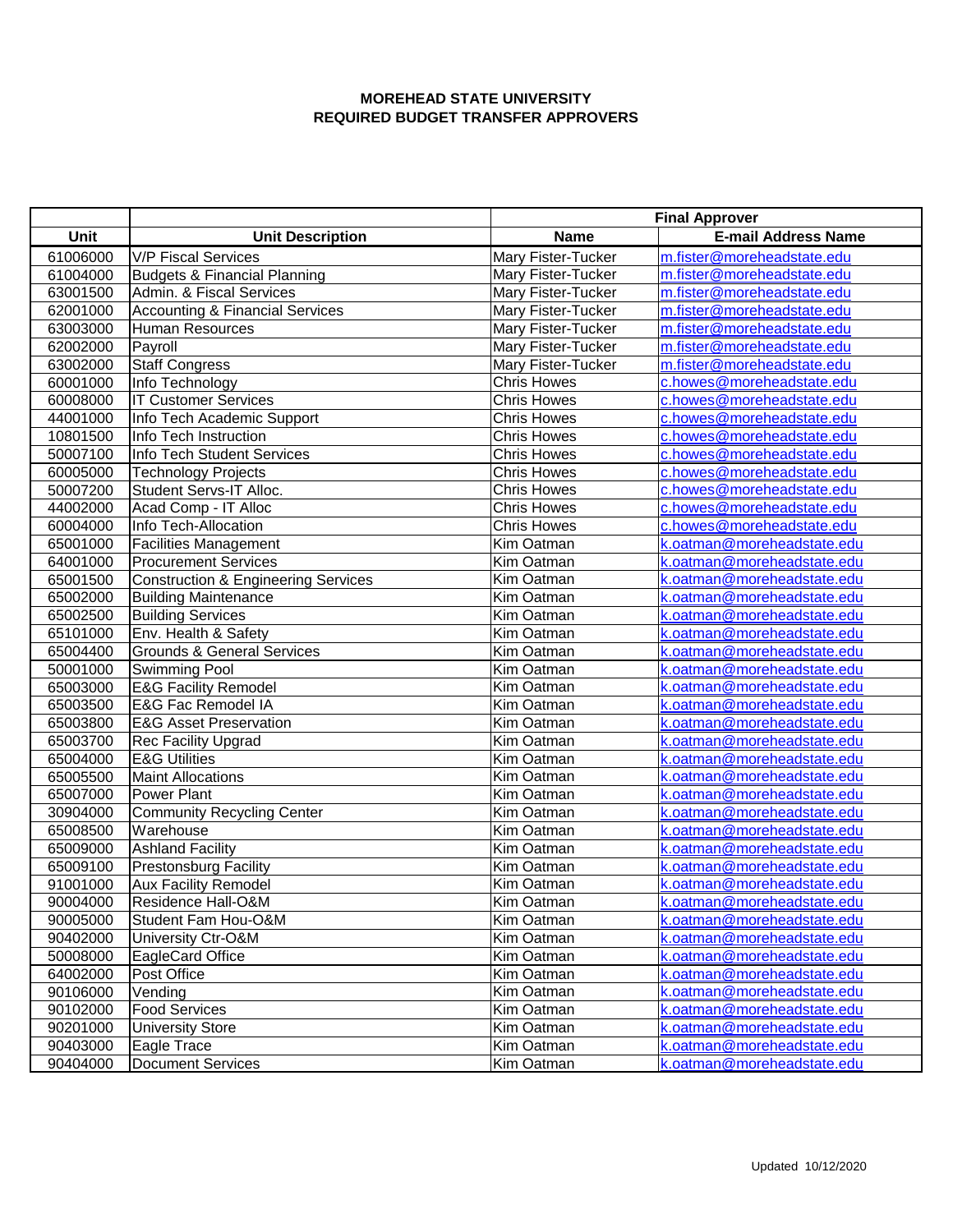**MOREHEAD STATE UNIVERSITY**
**REQUIRED BUDGET TRANSFER APPROVERS**

| | | Final Approver | |
|---|---|---|---|
| **Unit** | **Unit Description** | **Name** | **E-mail Address Name** |
| 61006000 | V/P Fiscal Services | Mary Fister-Tucker | m.fister@moreheadstate.edu |
| 61004000 | Budgets & Financial Planning | Mary Fister-Tucker | m.fister@moreheadstate.edu |
| 63001500 | Admin. & Fiscal Services | Mary Fister-Tucker | m.fister@moreheadstate.edu |
| 62001000 | Accounting & Financial Services | Mary Fister-Tucker | m.fister@moreheadstate.edu |
| 63003000 | Human Resources | Mary Fister-Tucker | m.fister@moreheadstate.edu |
| 62002000 | Payroll | Mary Fister-Tucker | m.fister@moreheadstate.edu |
| 63002000 | Staff Congress | Mary Fister-Tucker | m.fister@moreheadstate.edu |
| 60001000 | Info Technology | Chris Howes | c.howes@moreheadstate.edu |
| 60008000 | IT Customer Services | Chris Howes | c.howes@moreheadstate.edu |
| 44001000 | Info Tech Academic Support | Chris Howes | c.howes@moreheadstate.edu |
| 10801500 | Info Tech Instruction | Chris Howes | c.howes@moreheadstate.edu |
| 50007100 | Info Tech Student Services | Chris Howes | c.howes@moreheadstate.edu |
| 60005000 | Technology Projects | Chris Howes | c.howes@moreheadstate.edu |
| 50007200 | Student Servs-IT Alloc. | Chris Howes | c.howes@moreheadstate.edu |
| 44002000 | Acad Comp - IT Alloc | Chris Howes | c.howes@moreheadstate.edu |
| 60004000 | Info Tech-Allocation | Chris Howes | c.howes@moreheadstate.edu |
| 65001000 | Facilities Management | Kim Oatman | k.oatman@moreheadstate.edu |
| 64001000 | Procurement Services | Kim Oatman | k.oatman@moreheadstate.edu |
| 65001500 | Construction & Engineering Services | Kim Oatman | k.oatman@moreheadstate.edu |
| 65002000 | Building Maintenance | Kim Oatman | k.oatman@moreheadstate.edu |
| 65002500 | Building Services | Kim Oatman | k.oatman@moreheadstate.edu |
| 65101000 | Env. Health & Safety | Kim Oatman | k.oatman@moreheadstate.edu |
| 65004400 | Grounds & General Services | Kim Oatman | k.oatman@moreheadstate.edu |
| 50001000 | Swimming Pool | Kim Oatman | k.oatman@moreheadstate.edu |
| 65003000 | E&G Facility Remodel | Kim Oatman | k.oatman@moreheadstate.edu |
| 65003500 | E&G Fac Remodel IA | Kim Oatman | k.oatman@moreheadstate.edu |
| 65003800 | E&G Asset Preservation | Kim Oatman | k.oatman@moreheadstate.edu |
| 65003700 | Rec Facility Upgrad | Kim Oatman | k.oatman@moreheadstate.edu |
| 65004000 | E&G Utilities | Kim Oatman | k.oatman@moreheadstate.edu |
| 65005500 | Maint Allocations | Kim Oatman | k.oatman@moreheadstate.edu |
| 65007000 | Power Plant | Kim Oatman | k.oatman@moreheadstate.edu |
| 30904000 | Community Recycling Center | Kim Oatman | k.oatman@moreheadstate.edu |
| 65008500 | Warehouse | Kim Oatman | k.oatman@moreheadstate.edu |
| 65009000 | Ashland Facility | Kim Oatman | k.oatman@moreheadstate.edu |
| 65009100 | Prestonsburg Facility | Kim Oatman | k.oatman@moreheadstate.edu |
| 91001000 | Aux Facility Remodel | Kim Oatman | k.oatman@moreheadstate.edu |
| 90004000 | Residence Hall-O&M | Kim Oatman | k.oatman@moreheadstate.edu |
| 90005000 | Student Fam Hou-O&M | Kim Oatman | k.oatman@moreheadstate.edu |
| 90402000 | University Ctr-O&M | Kim Oatman | k.oatman@moreheadstate.edu |
| 50008000 | EagleCard Office | Kim Oatman | k.oatman@moreheadstate.edu |
| 64002000 | Post Office | Kim Oatman | k.oatman@moreheadstate.edu |
| 90106000 | Vending | Kim Oatman | k.oatman@moreheadstate.edu |
| 90102000 | Food Services | Kim Oatman | k.oatman@moreheadstate.edu |
| 90201000 | University Store | Kim Oatman | k.oatman@moreheadstate.edu |
| 90403000 | Eagle Trace | Kim Oatman | k.oatman@moreheadstate.edu |
| 90404000 | Document Services | Kim Oatman | k.oatman@moreheadstate.edu |

Updated 10/12/2020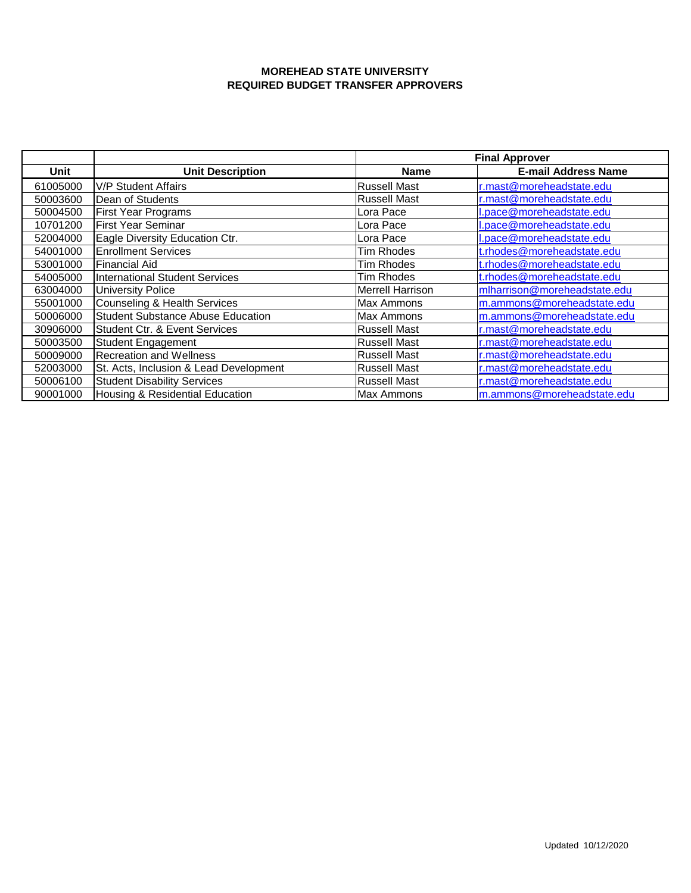**MOREHEAD STATE UNIVERSITY**
**REQUIRED BUDGET TRANSFER APPROVERS**

| | | Final Approver | |
|---|---|---|---|
| **Unit** | **Unit Description** | **Name** | **E-mail Address Name** |
| 61005000 | V/P Student Affairs | Russell Mast | r.mast@moreheadstate.edu |
| 50003600 | Dean of Students | Russell Mast | r.mast@moreheadstate.edu |
| 50004500 | First Year Programs | Lora Pace | l.pace@moreheadstate.edu |
| 10701200 | First Year Seminar | Lora Pace | l.pace@moreheadstate.edu |
| 52004000 | Eagle Diversity Education Ctr. | Lora Pace | l.pace@moreheadstate.edu |
| 54001000 | Enrollment Services | Tim Rhodes | t.rhodes@moreheadstate.edu |
| 53001000 | Financial Aid | Tim Rhodes | t.rhodes@moreheadstate.edu |
| 54005000 | International Student Services | Tim Rhodes | t.rhodes@moreheadstate.edu |
| 63004000 | University Police | Merrell Harrison | mlharrison@moreheadstate.edu |
| 55001000 | Counseling & Health Services | Max Ammons | m.ammons@moreheadstate.edu |
| 50006000 | Student Substance Abuse Education | Max Ammons | m.ammons@moreheadstate.edu |
| 30906000 | Student Ctr. & Event Services | Russell Mast | r.mast@moreheadstate.edu |
| 50003500 | Student Engagement | Russell Mast | r.mast@moreheadstate.edu |
| 50009000 | Recreation and Wellness | Russell Mast | r.mast@moreheadstate.edu |
| 52003000 | St. Acts, Inclusion & Lead Development | Russell Mast | r.mast@moreheadstate.edu |
| 50006100 | Student Disability Services | Russell Mast | r.mast@moreheadstate.edu |
| 90001000 | Housing & Residential Education | Max Ammons | m.ammons@moreheadstate.edu |

Updated 10/12/2020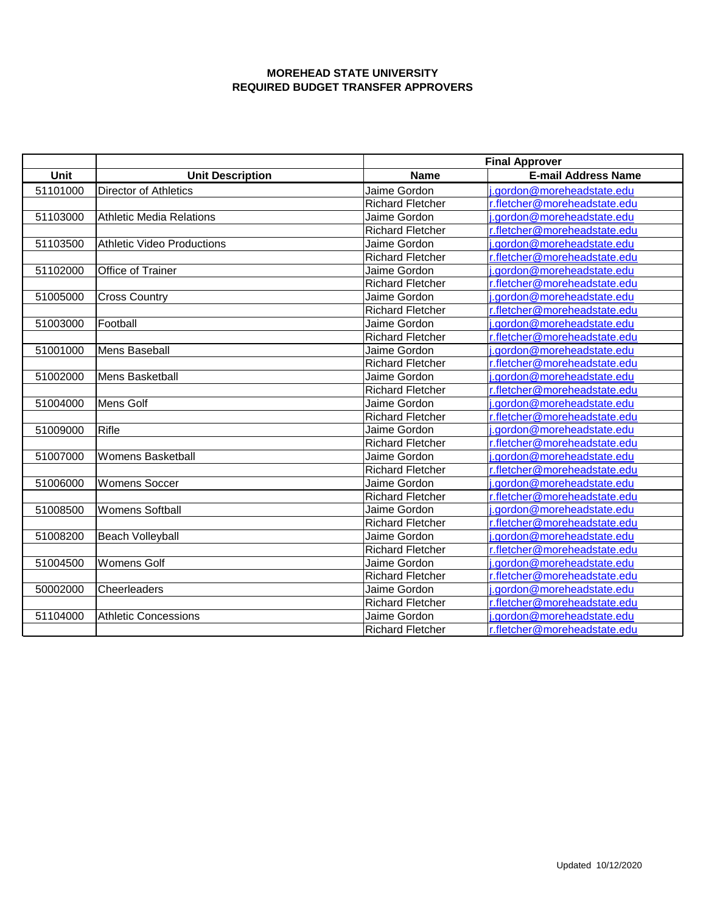**MOREHEAD STATE UNIVERSITY**
**REQUIRED BUDGET TRANSFER APPROVERS**

| | | Final Approver | |
|---|---|---|---|
| **Unit** | **Unit Description** | **Name** | **E-mail Address Name** |
| 51101000 | Director of Athletics | Jaime Gordon | j.gordon@moreheadstate.edu |
| | | Richard Fletcher | r.fletcher@moreheadstate.edu |
| 51103000 | Athletic Media Relations | Jaime Gordon | j.gordon@moreheadstate.edu |
| | | Richard Fletcher | r.fletcher@moreheadstate.edu |
| 51103500 | Athletic Video Productions | Jaime Gordon | j.gordon@moreheadstate.edu |
| | | Richard Fletcher | r.fletcher@moreheadstate.edu |
| 51102000 | Office of Trainer | Jaime Gordon | j.gordon@moreheadstate.edu |
| | | Richard Fletcher | r.fletcher@moreheadstate.edu |
| 51005000 | Cross Country | Jaime Gordon | j.gordon@moreheadstate.edu |
| | | Richard Fletcher | r.fletcher@moreheadstate.edu |
| 51003000 | Football | Jaime Gordon | j.gordon@moreheadstate.edu |
| | | Richard Fletcher | r.fletcher@moreheadstate.edu |
| 51001000 | Mens Baseball | Jaime Gordon | j.gordon@moreheadstate.edu |
| | | Richard Fletcher | r.fletcher@moreheadstate.edu |
| 51002000 | Mens Basketball | Jaime Gordon | j.gordon@moreheadstate.edu |
| | | Richard Fletcher | r.fletcher@moreheadstate.edu |
| 51004000 | Mens Golf | Jaime Gordon | j.gordon@moreheadstate.edu |
| | | Richard Fletcher | r.fletcher@moreheadstate.edu |
| 51009000 | Rifle | Jaime Gordon | j.gordon@moreheadstate.edu |
| | | Richard Fletcher | r.fletcher@moreheadstate.edu |
| 51007000 | Womens Basketball | Jaime Gordon | j.gordon@moreheadstate.edu |
| | | Richard Fletcher | r.fletcher@moreheadstate.edu |
| 51006000 | Womens Soccer | Jaime Gordon | j.gordon@moreheadstate.edu |
| | | Richard Fletcher | r.fletcher@moreheadstate.edu |
| 51008500 | Womens Softball | Jaime Gordon | j.gordon@moreheadstate.edu |
| | | Richard Fletcher | r.fletcher@moreheadstate.edu |
| 51008200 | Beach Volleyball | Jaime Gordon | j.gordon@moreheadstate.edu |
| | | Richard Fletcher | r.fletcher@moreheadstate.edu |
| 51004500 | Womens Golf | Jaime Gordon | j.gordon@moreheadstate.edu |
| | | Richard Fletcher | r.fletcher@moreheadstate.edu |
| 50002000 | Cheerleaders | Jaime Gordon | j.gordon@moreheadstate.edu |
| | | Richard Fletcher | r.fletcher@moreheadstate.edu |
| 51104000 | Athletic Concessions | Jaime Gordon | j.gordon@moreheadstate.edu |
| | | Richard Fletcher | r.fletcher@moreheadstate.edu |

Updated 10/12/2020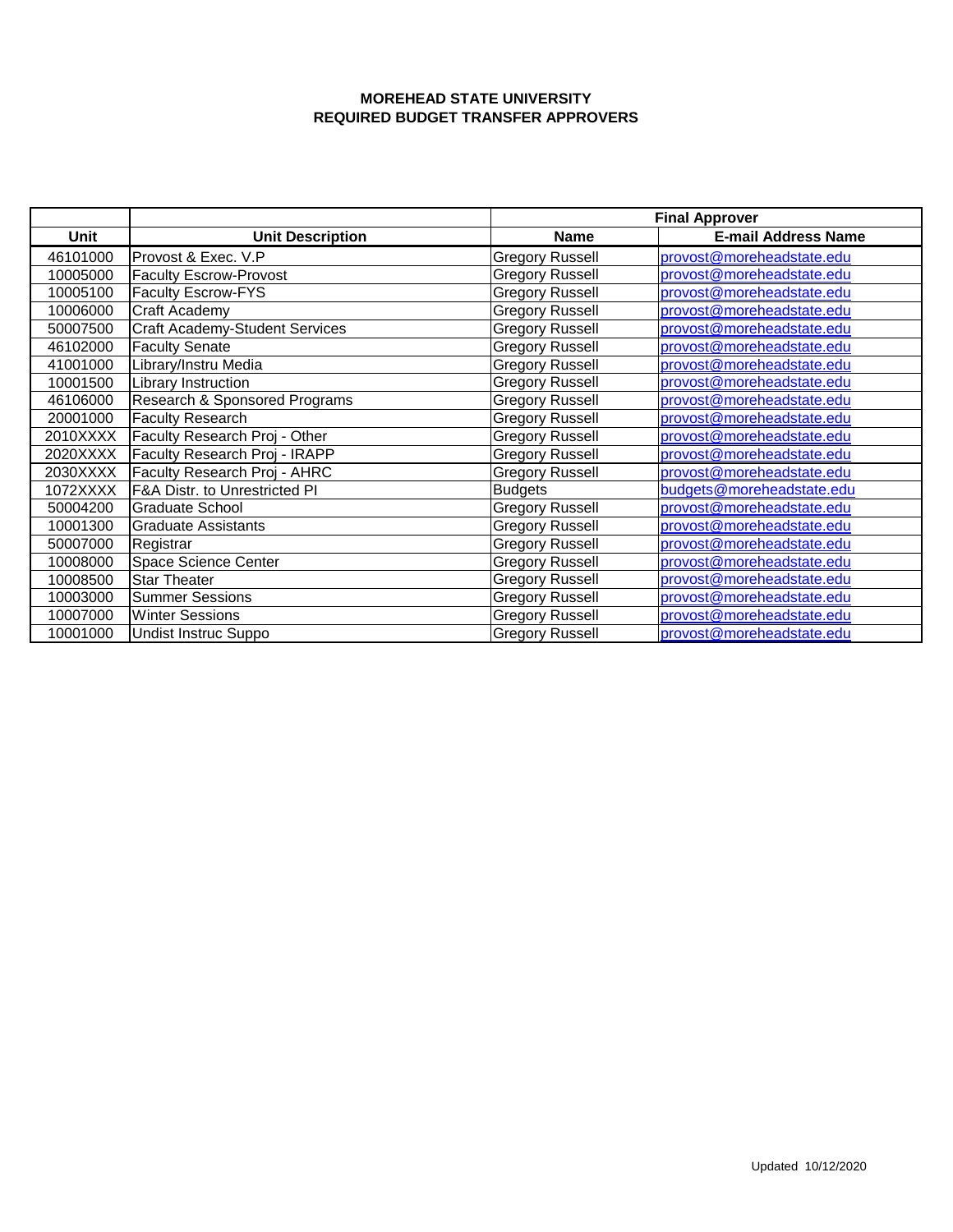# MOREHEAD STATE UNIVERSITY
## REQUIRED BUDGET TRANSFER APPROVERS

| | | Final Approver | |
|---|---|---|---|
| **Unit** | **Unit Description** | **Name** | **E-mail Address Name** |
| 46101000 | Provost & Exec. V.P | Gregory Russell | provost@moreheadstate.edu |
| 10005000 | Faculty Escrow-Provost | Gregory Russell | provost@moreheadstate.edu |
| 10005100 | Faculty Escrow-FYS | Gregory Russell | provost@moreheadstate.edu |
| 10006000 | Craft Academy | Gregory Russell | provost@moreheadstate.edu |
| 50007500 | Craft Academy-Student Services | Gregory Russell | provost@moreheadstate.edu |
| 46102000 | Faculty Senate | Gregory Russell | provost@moreheadstate.edu |
| 41001000 | Library/Instru Media | Gregory Russell | provost@moreheadstate.edu |
| 10001500 | Library Instruction | Gregory Russell | provost@moreheadstate.edu |
| 46106000 | Research & Sponsored Programs | Gregory Russell | provost@moreheadstate.edu |
| 20001000 | Faculty Research | Gregory Russell | provost@moreheadstate.edu |
| 2010XXXX | Faculty Research Proj - Other | Gregory Russell | provost@moreheadstate.edu |
| 2020XXXX | Faculty Research Proj - IRAPP | Gregory Russell | provost@moreheadstate.edu |
| 2030XXXX | Faculty Research Proj - AHRC | Gregory Russell | provost@moreheadstate.edu |
| 1072XXXX | F&A Distr. to Unrestricted PI | Budgets | budgets@moreheadstate.edu |
| 50004200 | Graduate School | Gregory Russell | provost@moreheadstate.edu |
| 10001300 | Graduate Assistants | Gregory Russell | provost@moreheadstate.edu |
| 50007000 | Registrar | Gregory Russell | provost@moreheadstate.edu |
| 10008000 | Space Science Center | Gregory Russell | provost@moreheadstate.edu |
| 10008500 | Star Theater | Gregory Russell | provost@moreheadstate.edu |
| 10003000 | Summer Sessions | Gregory Russell | provost@moreheadstate.edu |
| 10007000 | Winter Sessions | Gregory Russell | provost@moreheadstate.edu |
| 10001000 | Undist Instruc Suppo | Gregory Russell | provost@moreheadstate.edu |

Updated 10/12/2020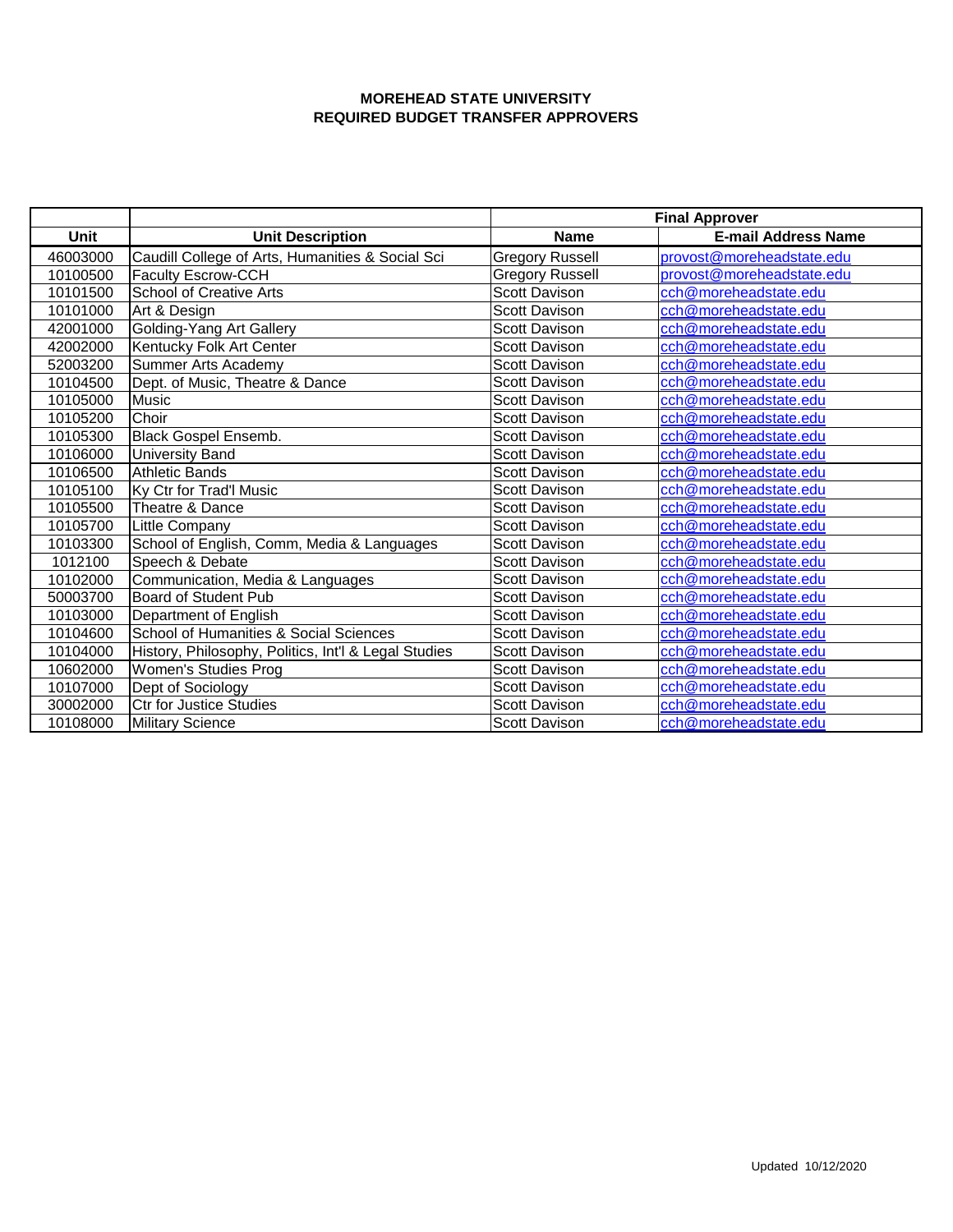**MOREHEAD STATE UNIVERSITY**
**REQUIRED BUDGET TRANSFER APPROVERS**

| | | Final Approver | |
|---|---|---|---|
| **Unit** | **Unit Description** | **Name** | **E-mail Address Name** |
| 46003000 | Caudill College of Arts, Humanities & Social Sci | Gregory Russell | provost@moreheadstate.edu |
| 10100500 | Faculty Escrow-CCH | Gregory Russell | provost@moreheadstate.edu |
| 10101500 | School of Creative Arts | Scott Davison | cch@moreheadstate.edu |
| 10101000 | Art & Design | Scott Davison | cch@moreheadstate.edu |
| 42001000 | Golding-Yang Art Gallery | Scott Davison | cch@moreheadstate.edu |
| 42002000 | Kentucky Folk Art Center | Scott Davison | cch@moreheadstate.edu |
| 52003200 | Summer Arts Academy | Scott Davison | cch@moreheadstate.edu |
| 10104500 | Dept. of Music, Theatre & Dance | Scott Davison | cch@moreheadstate.edu |
| 10105000 | Music | Scott Davison | cch@moreheadstate.edu |
| 10105200 | Choir | Scott Davison | cch@moreheadstate.edu |
| 10105300 | Black Gospel Ensemb. | Scott Davison | cch@moreheadstate.edu |
| 10106000 | University Band | Scott Davison | cch@moreheadstate.edu |
| 10106500 | Athletic Bands | Scott Davison | cch@moreheadstate.edu |
| 10105100 | Ky Ctr for Trad'l Music | Scott Davison | cch@moreheadstate.edu |
| 10105500 | Theatre & Dance | Scott Davison | cch@moreheadstate.edu |
| 10105700 | Little Company | Scott Davison | cch@moreheadstate.edu |
| 10103300 | School of English, Comm, Media & Languages | Scott Davison | cch@moreheadstate.edu |
| 1012100 | Speech & Debate | Scott Davison | cch@moreheadstate.edu |
| 10102000 | Communication, Media & Languages | Scott Davison | cch@moreheadstate.edu |
| 50003700 | Board of Student Pub | Scott Davison | cch@moreheadstate.edu |
| 10103000 | Department of English | Scott Davison | cch@moreheadstate.edu |
| 10104600 | School of Humanities & Social Sciences | Scott Davison | cch@moreheadstate.edu |
| 10104000 | History, Philosophy, Politics, Int'l & Legal Studies | Scott Davison | cch@moreheadstate.edu |
| 10602000 | Women's Studies Prog | Scott Davison | cch@moreheadstate.edu |
| 10107000 | Dept of Sociology | Scott Davison | cch@moreheadstate.edu |
| 30002000 | Ctr for Justice Studies | Scott Davison | cch@moreheadstate.edu |
| 10108000 | Military Science | Scott Davison | cch@moreheadstate.edu |

Updated 10/12/2020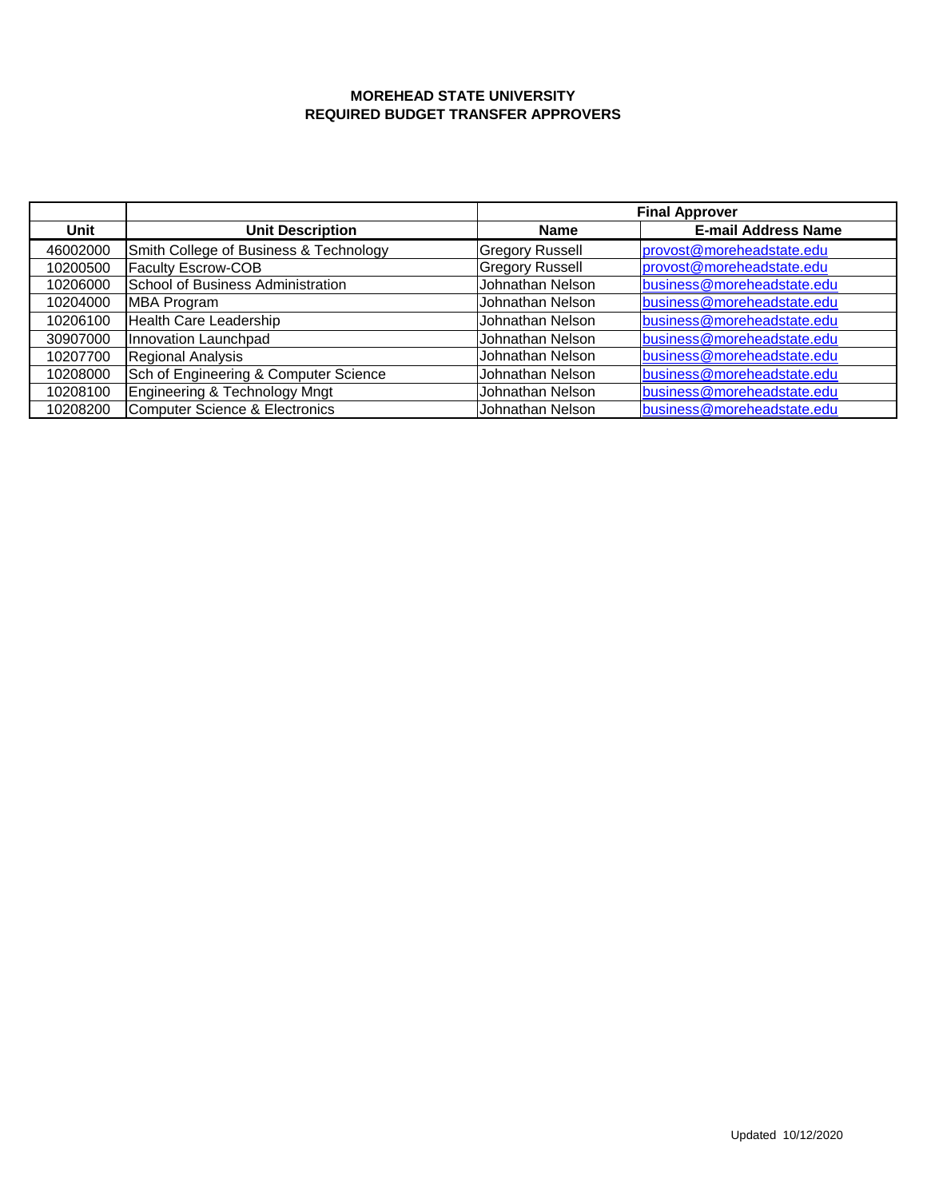**MOREHEAD STATE UNIVERSITY**
**REQUIRED BUDGET TRANSFER APPROVERS**

| | | Final Approver | |
|---|---|---|---|
| **Unit** | **Unit Description** | **Name** | **E-mail Address Name** |
| 46002000 | Smith College of Business & Technology | Gregory Russell | provost@moreheadstate.edu |
| 10200500 | Faculty Escrow-COB | Gregory Russell | provost@moreheadstate.edu |
| 10206000 | School of Business Administration | Johnathan Nelson | business@moreheadstate.edu |
| 10204000 | MBA Program | Johnathan Nelson | business@moreheadstate.edu |
| 10206100 | Health Care Leadership | Johnathan Nelson | business@moreheadstate.edu |
| 30907000 | Innovation Launchpad | Johnathan Nelson | business@moreheadstate.edu |
| 10207700 | Regional Analysis | Johnathan Nelson | business@moreheadstate.edu |
| 10208000 | Sch of Engineering & Computer Science | Johnathan Nelson | business@moreheadstate.edu |
| 10208100 | Engineering & Technology Mngt | Johnathan Nelson | business@moreheadstate.edu |
| 10208200 | Computer Science & Electronics | Johnathan Nelson | business@moreheadstate.edu |

Updated 10/12/2020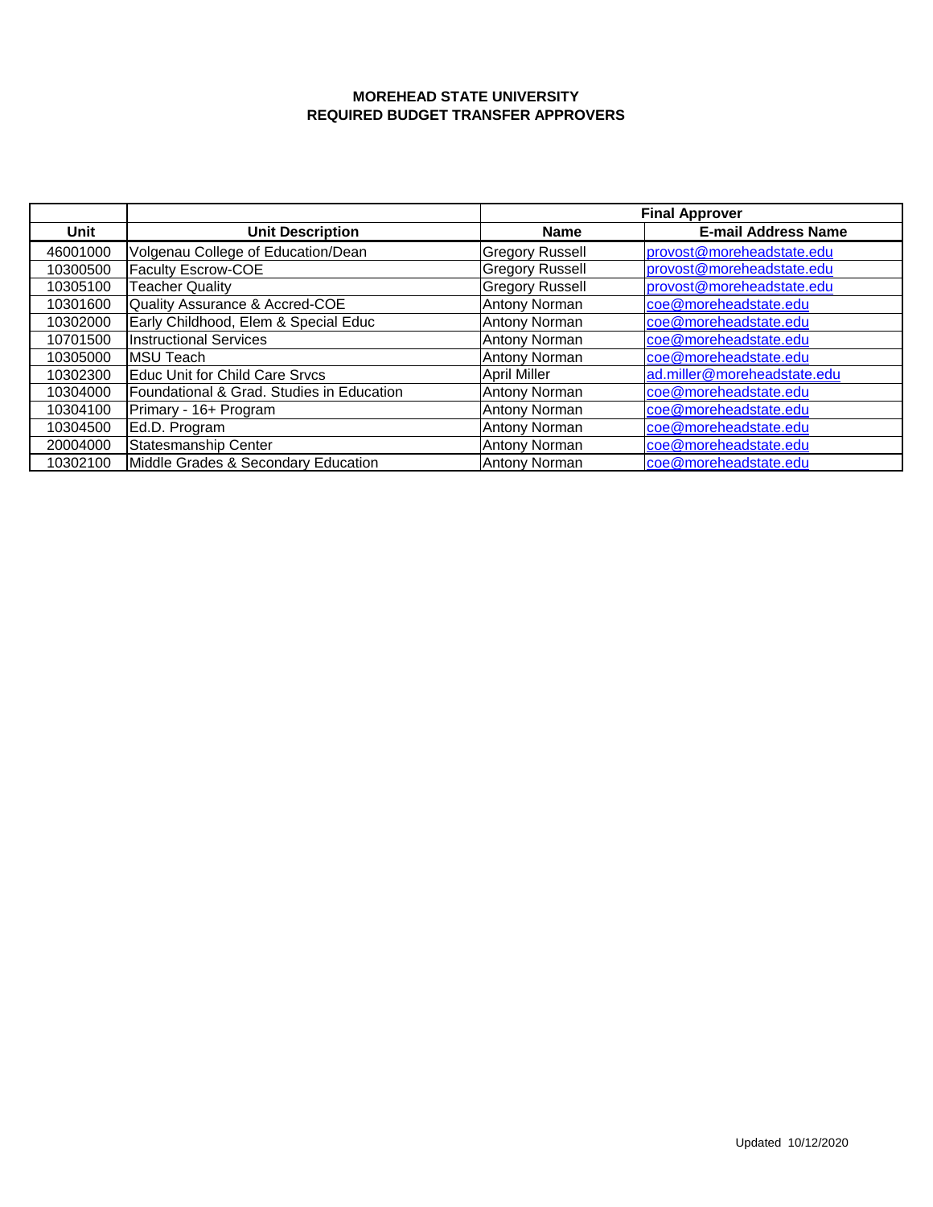**MOREHEAD STATE UNIVERSITY**
**REQUIRED BUDGET TRANSFER APPROVERS**

| | | Final Approver | |
|---|---|---|---|
| **Unit** | **Unit Description** | **Name** | **E-mail Address Name** |
| 46001000 | Volgenau College of Education/Dean | Gregory Russell | provost@moreheadstate.edu |
| 10300500 | Faculty Escrow-COE | Gregory Russell | provost@moreheadstate.edu |
| 10305100 | Teacher Quality | Gregory Russell | provost@moreheadstate.edu |
| 10301600 | Quality Assurance & Accred-COE | Antony Norman | coe@moreheadstate.edu |
| 10302000 | Early Childhood, Elem & Special Educ | Antony Norman | coe@moreheadstate.edu |
| 10701500 | Instructional Services | Antony Norman | coe@moreheadstate.edu |
| 10305000 | MSU Teach | Antony Norman | coe@moreheadstate.edu |
| 10302300 | Educ Unit for Child Care Srvcs | April Miller | ad.miller@moreheadstate.edu |
| 10304000 | Foundational & Grad. Studies in Education | Antony Norman | coe@moreheadstate.edu |
| 10304100 | Primary - 16+ Program | Antony Norman | coe@moreheadstate.edu |
| 10304500 | Ed.D. Program | Antony Norman | coe@moreheadstate.edu |
| 20004000 | Statesmanship Center | Antony Norman | coe@moreheadstate.edu |
| 10302100 | Middle Grades & Secondary Education | Antony Norman | coe@moreheadstate.edu |

Updated 10/12/2020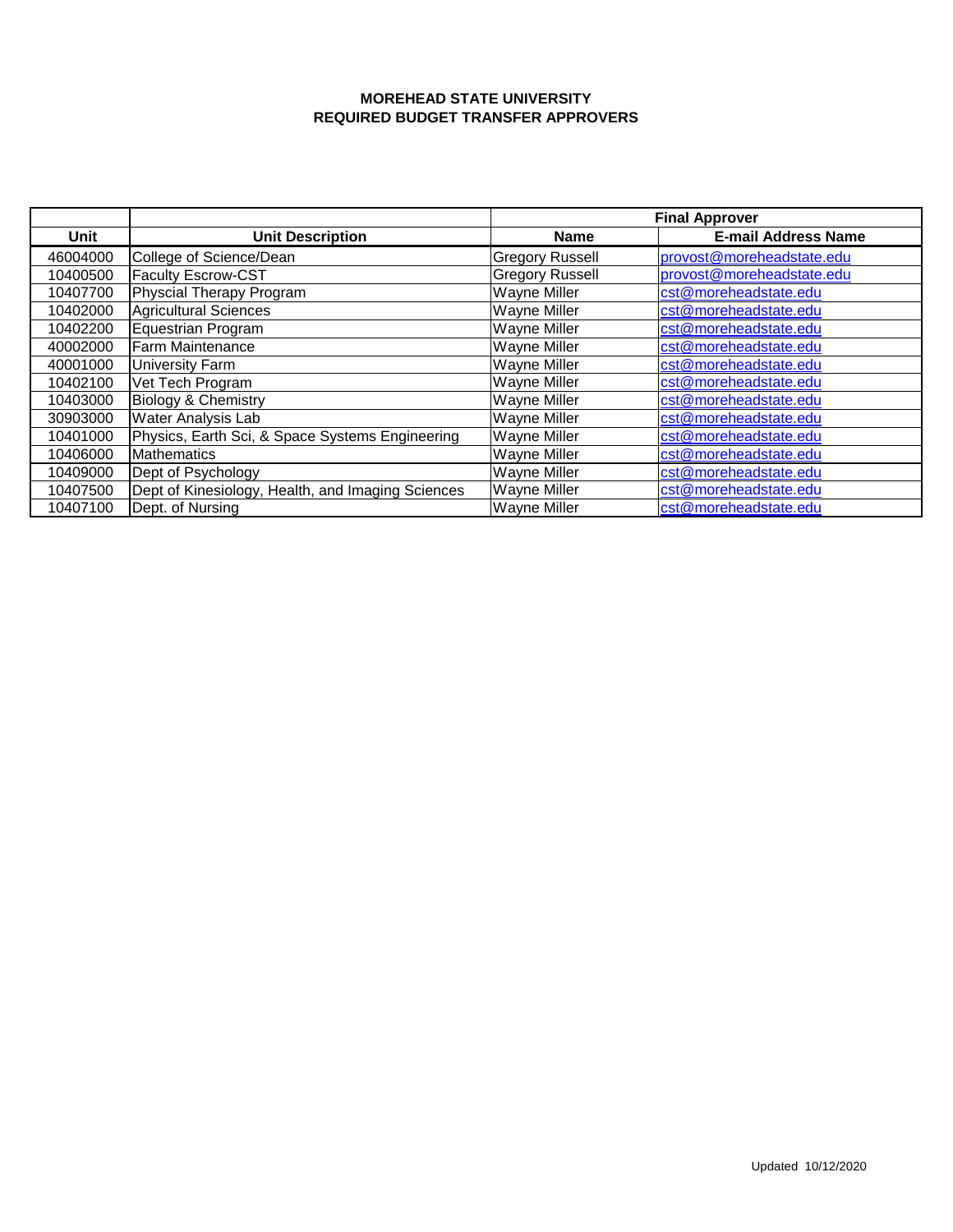**MOREHEAD STATE UNIVERSITY**
**REQUIRED BUDGET TRANSFER APPROVERS**

| | | Final Approver | |
|---|---|---|---|
| **Unit** | **Unit Description** | **Name** | **E-mail Address Name** |
| 46004000 | College of Science/Dean | Gregory Russell | provost@moreheadstate.edu |
| 10400500 | Faculty Escrow-CST | Gregory Russell | provost@moreheadstate.edu |
| 10407700 | Physcial Therapy Program | Wayne Miller | cst@moreheadstate.edu |
| 10402000 | Agricultural Sciences | Wayne Miller | cst@moreheadstate.edu |
| 10402200 | Equestrian Program | Wayne Miller | cst@moreheadstate.edu |
| 40002000 | Farm Maintenance | Wayne Miller | cst@moreheadstate.edu |
| 40001000 | University Farm | Wayne Miller | cst@moreheadstate.edu |
| 10402100 | Vet Tech Program | Wayne Miller | cst@moreheadstate.edu |
| 10403000 | Biology & Chemistry | Wayne Miller | cst@moreheadstate.edu |
| 30903000 | Water Analysis Lab | Wayne Miller | cst@moreheadstate.edu |
| 10401000 | Physics, Earth Sci, & Space Systems Engineering | Wayne Miller | cst@moreheadstate.edu |
| 10406000 | Mathematics | Wayne Miller | cst@moreheadstate.edu |
| 10409000 | Dept of Psychology | Wayne Miller | cst@moreheadstate.edu |
| 10407500 | Dept of Kinesiology, Health, and Imaging Sciences | Wayne Miller | cst@moreheadstate.edu |
| 10407100 | Dept. of Nursing | Wayne Miller | cst@moreheadstate.edu |

Updated 10/12/2020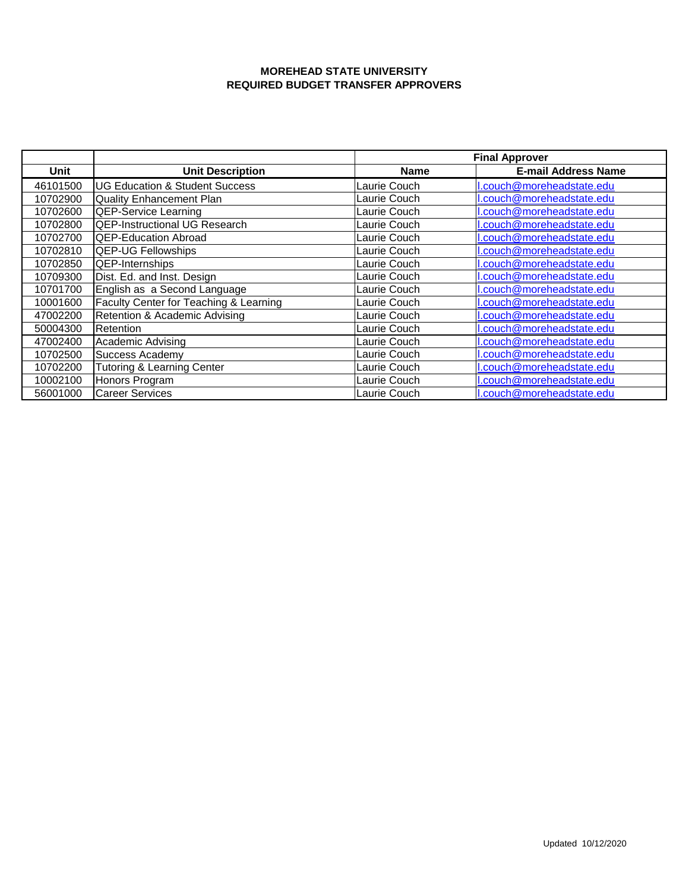**MOREHEAD STATE UNIVERSITY**
**REQUIRED BUDGET TRANSFER APPROVERS**

| | | Final Approver | |
|---|---|---|---|
| **Unit** | **Unit Description** | **Name** | **E-mail Address Name** |
| 46101500 | UG Education & Student Success | Laurie Couch | l.couch@moreheadstate.edu |
| 10702900 | Quality Enhancement Plan | Laurie Couch | l.couch@moreheadstate.edu |
| 10702600 | QEP-Service Learning | Laurie Couch | l.couch@moreheadstate.edu |
| 10702800 | QEP-Instructional UG Research | Laurie Couch | l.couch@moreheadstate.edu |
| 10702700 | QEP-Education Abroad | Laurie Couch | l.couch@moreheadstate.edu |
| 10702810 | QEP-UG Fellowships | Laurie Couch | l.couch@moreheadstate.edu |
| 10702850 | QEP-Internships | Laurie Couch | l.couch@moreheadstate.edu |
| 10709300 | Dist. Ed. and Inst. Design | Laurie Couch | l.couch@moreheadstate.edu |
| 10701700 | English as a Second Language | Laurie Couch | l.couch@moreheadstate.edu |
| 10001600 | Faculty Center for Teaching & Learning | Laurie Couch | l.couch@moreheadstate.edu |
| 47002200 | Retention & Academic Advising | Laurie Couch | l.couch@moreheadstate.edu |
| 50004300 | Retention | Laurie Couch | l.couch@moreheadstate.edu |
| 47002400 | Academic Advising | Laurie Couch | l.couch@moreheadstate.edu |
| 10702500 | Success Academy | Laurie Couch | l.couch@moreheadstate.edu |
| 10702200 | Tutoring & Learning Center | Laurie Couch | l.couch@moreheadstate.edu |
| 10002100 | Honors Program | Laurie Couch | l.couch@moreheadstate.edu |
| 56001000 | Career Services | Laurie Couch | l.couch@moreheadstate.edu |

Updated 10/12/2020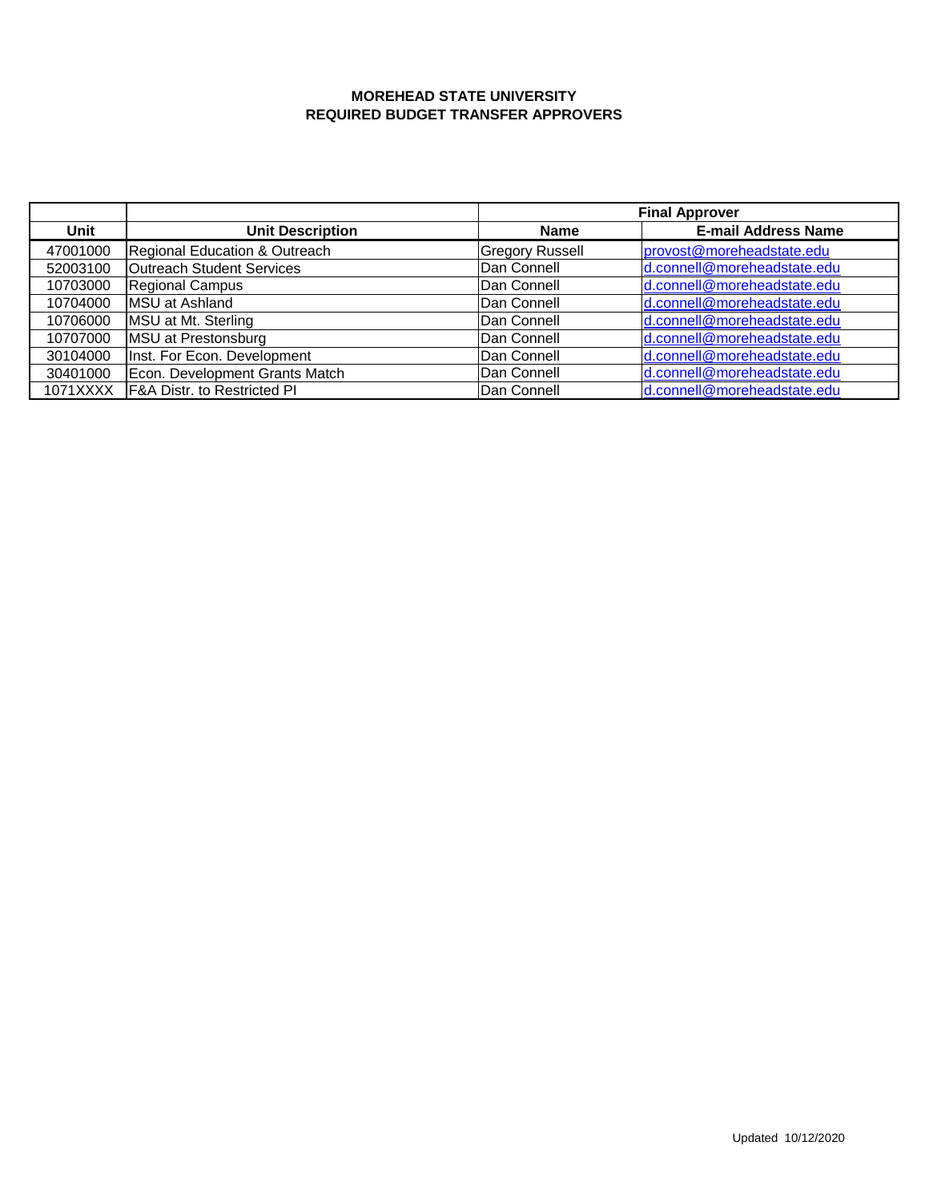**MOREHEAD STATE UNIVERSITY**
**REQUIRED BUDGET TRANSFER APPROVERS**

| | | Final Approver | |
|---|---|---|---|
| **Unit** | **Unit Description** | **Name** | **E-mail Address Name** |
| 47001000 | Regional Education & Outreach | Gregory Russell | provost@moreheadstate.edu |
| 52003100 | Outreach Student Services | Dan Connell | d.connell@moreheadstate.edu |
| 10703000 | Regional Campus | Dan Connell | d.connell@moreheadstate.edu |
| 10704000 | MSU at Ashland | Dan Connell | d.connell@moreheadstate.edu |
| 10706000 | MSU at Mt. Sterling | Dan Connell | d.connell@moreheadstate.edu |
| 10707000 | MSU at Prestonsburg | Dan Connell | d.connell@moreheadstate.edu |
| 30104000 | Inst. For Econ. Development | Dan Connell | d.connell@moreheadstate.edu |
| 30401000 | Econ. Development Grants Match | Dan Connell | d.connell@moreheadstate.edu |
| 1071XXXX | F&A Distr. to Restricted PI | Dan Connell | d.connell@moreheadstate.edu |

Updated 10/12/2020